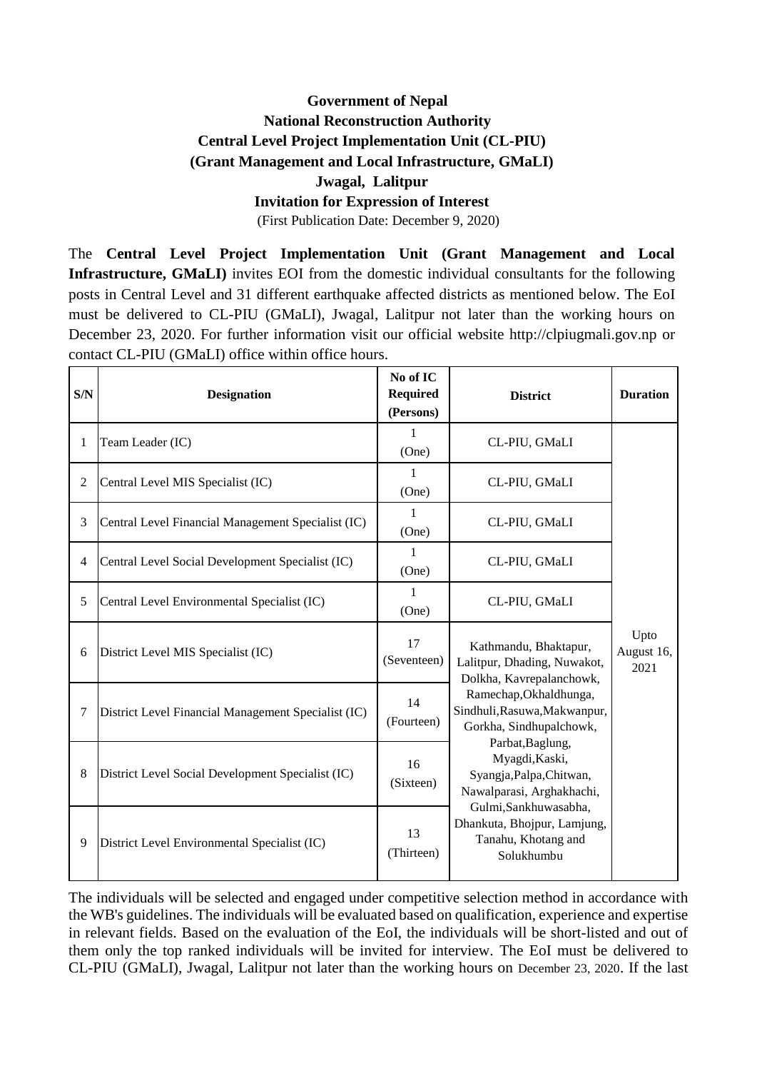**Government of Nepal**
**National Reconstruction Authority**
**Central Level Project Implementation Unit (CL-PIU)**
**(Grant Management and Local Infrastructure, GMaLI)**
**Jwagal, Lalitpur**
**Invitation for Expression of Interest**
(First Publication Date: December 9, 2020)

The **Central Level Project Implementation Unit (Grant Management and Local Infrastructure, GMaLI)** invites EOI from the domestic individual consultants for the following posts in Central Level and 31 different earthquake affected districts as mentioned below. The EoI must be delivered to CL-PIU (GMaLI), Jwagal, Lalitpur not later than the working hours on December 23, 2020. For further information visit our official website http://clpiugmali.gov.np or contact CL-PIU (GMaLI) office within office hours.

| S/N | Designation | No of IC Required (Persons) | District | Duration |
|---|---|---|---|---|
| 1 | Team Leader (IC) | 1 (One) | CL-PIU, GMaLI | Upto August 16, 2021 |
| 2 | Central Level MIS Specialist (IC) | 1 (One) | CL-PIU, GMaLI | |
| 3 | Central Level Financial Management Specialist (IC) | 1 (One) | CL-PIU, GMaLI | |
| 4 | Central Level Social Development Specialist (IC) | 1 (One) | CL-PIU, GMaLI | |
| 5 | Central Level Environmental Specialist (IC) | 1 (One) | CL-PIU, GMaLI | |
| 6 | District Level MIS Specialist (IC) | 17 (Seventeen) | Kathmandu, Bhaktapur, Lalitpur, Dhading, Nuwakot, Dolkha, Kavrepalanchowk, Ramechap,Okhaldhunga, Sindhuli,Rasuwa,Makwanpur, Gorkha, Sindhupalchowk, Parbat,Baglung, Myagdi,Kaski, Syangja,Palpa,Chitwan, Nawalparasi, Arghakhachi, Gulmi,Sankhuwasabha, Dhankuta, Bhojpur, Lamjung, Tanahu, Khotang and Solukhumbu | |
| 7 | District Level Financial Management Specialist (IC) | 14 (Fourteen) | | |
| 8 | District Level Social Development Specialist (IC) | 16 (Sixteen) | | |
| 9 | District Level Environmental Specialist (IC) | 13 (Thirteen) | | |

The individuals will be selected and engaged under competitive selection method in accordance with the WB's guidelines. The individuals will be evaluated based on qualification, experience and expertise in relevant fields. Based on the evaluation of the EoI, the individuals will be short-listed and out of them only the top ranked individuals will be invited for interview. The EoI must be delivered to CL-PIU (GMaLI), Jwagal, Lalitpur not later than the working hours on December 23, 2020. If the last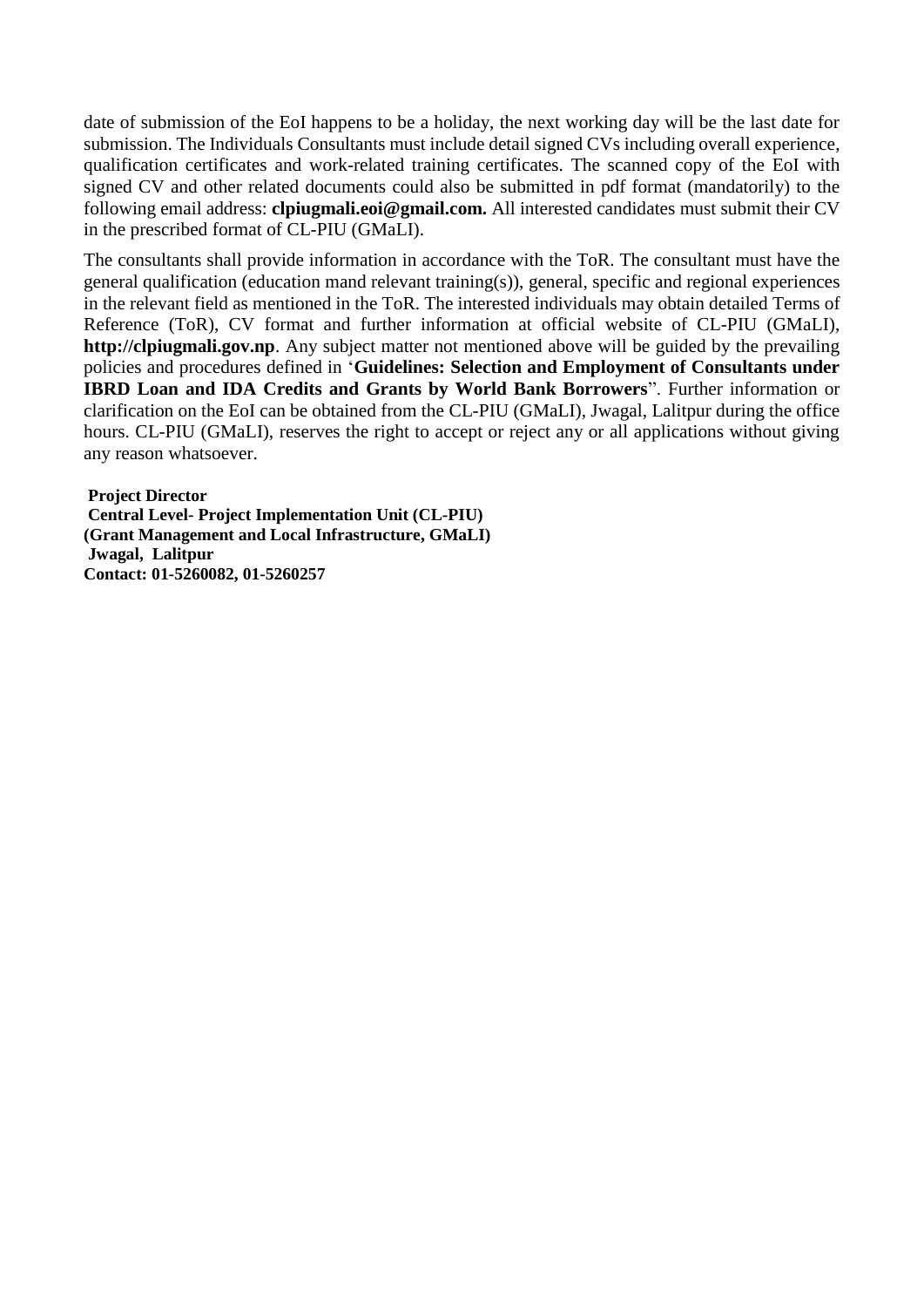date of submission of the EoI happens to be a holiday, the next working day will be the last date for submission. The Individuals Consultants must include detail signed CVs including overall experience, qualification certificates and work-related training certificates. The scanned copy of the EoI with signed CV and other related documents could also be submitted in pdf format (mandatorily) to the following email address: **clpiugmali.eoi@gmail.com.** All interested candidates must submit their CV in the prescribed format of CL-PIU (GMaLI).

The consultants shall provide information in accordance with the ToR. The consultant must have the general qualification (education mand relevant training(s)), general, specific and regional experiences in the relevant field as mentioned in the ToR. The interested individuals may obtain detailed Terms of Reference (ToR), CV format and further information at official website of CL-PIU (GMaLI), **http://clpiugmali.gov.np**. Any subject matter not mentioned above will be guided by the prevailing policies and procedures defined in '**Guidelines: Selection and Employment of Consultants under IBRD Loan and IDA Credits and Grants by World Bank Borrowers**". Further information or clarification on the EoI can be obtained from the CL-PIU (GMaLI), Jwagal, Lalitpur during the office hours. CL-PIU (GMaLI), reserves the right to accept or reject any or all applications without giving any reason whatsoever.

**Project Director**
**Central Level- Project Implementation Unit (CL-PIU)**
**(Grant Management and Local Infrastructure, GMaLI)**
**Jwagal, Lalitpur**
**Contact: 01-5260082, 01-5260257**